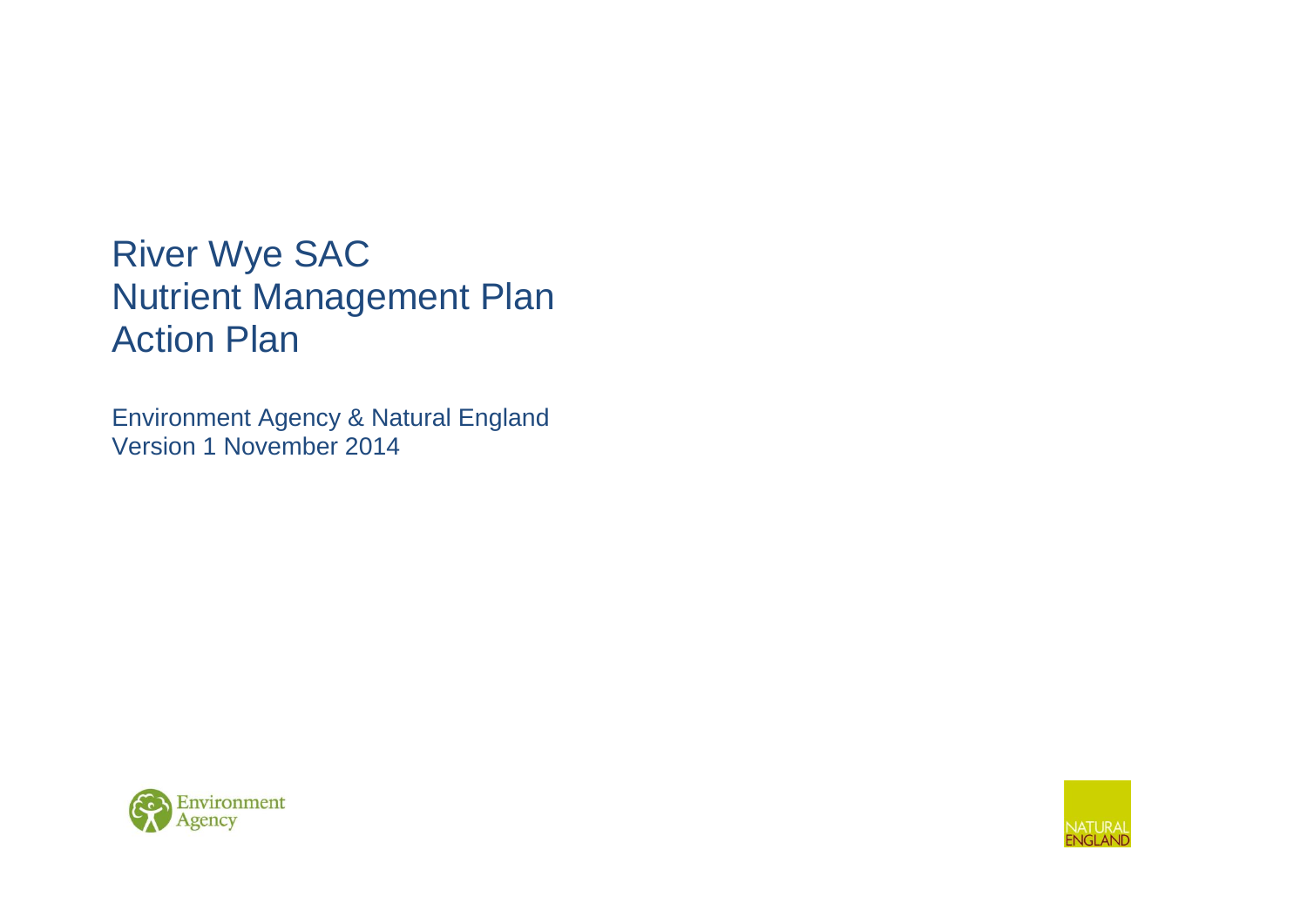# River Wye SAC
# Nutrient Management Plan
# Action Plan

Environment Agency & Natural England
Version 1 November 2014

Environment Agency

NATURAL ENGLAND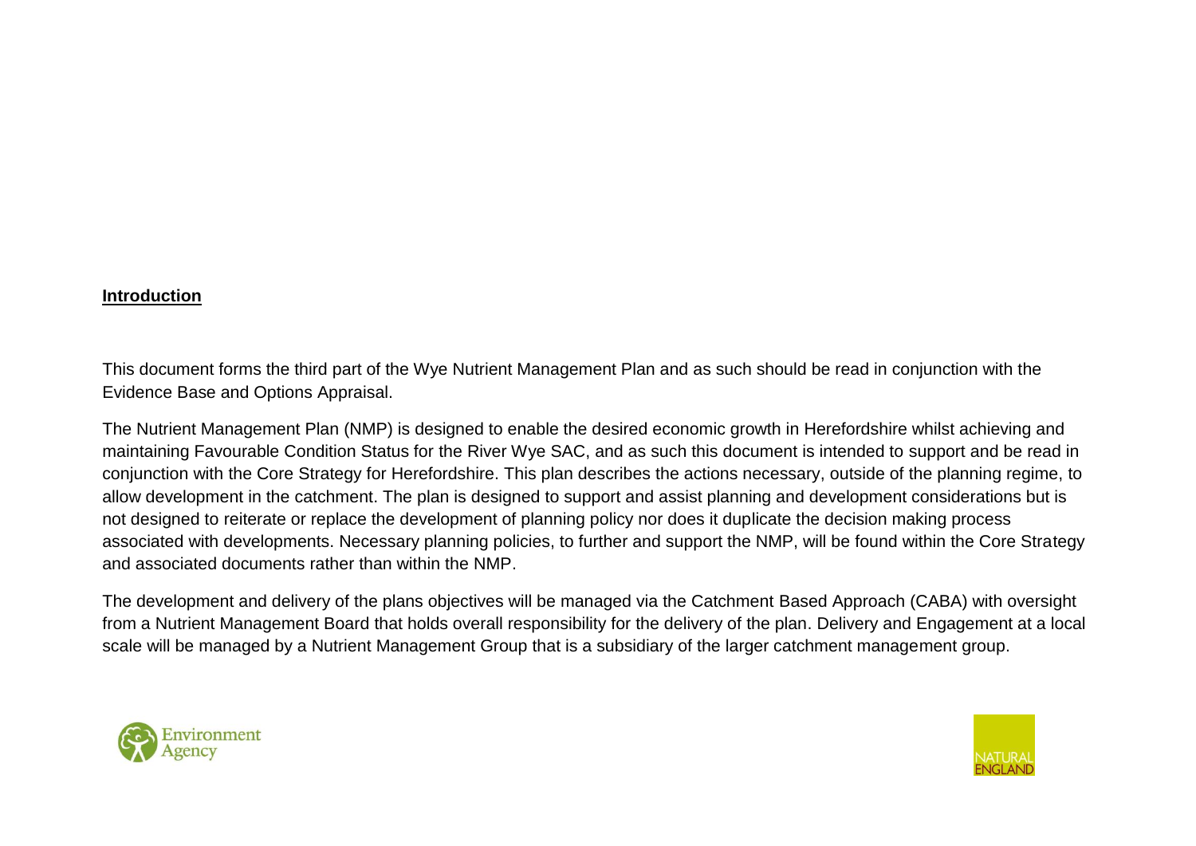## Introduction

This document forms the third part of the Wye Nutrient Management Plan and as such should be read in conjunction with the Evidence Base and Options Appraisal.

The Nutrient Management Plan (NMP) is designed to enable the desired economic growth in Herefordshire whilst achieving and maintaining Favourable Condition Status for the River Wye SAC, and as such this document is intended to support and be read in conjunction with the Core Strategy for Herefordshire. This plan describes the actions necessary, outside of the planning regime, to allow development in the catchment. The plan is designed to support and assist planning and development considerations but is not designed to reiterate or replace the development of planning policy nor does it duplicate the decision making process associated with developments. Necessary planning policies, to further and support the NMP, will be found within the Core Strategy and associated documents rather than within the NMP.

The development and delivery of the plans objectives will be managed via the Catchment Based Approach (CABA) with oversight from a Nutrient Management Board that holds overall responsibility for the delivery of the plan. Delivery and Engagement at a local scale will be managed by a Nutrient Management Group that is a subsidiary of the larger catchment management group.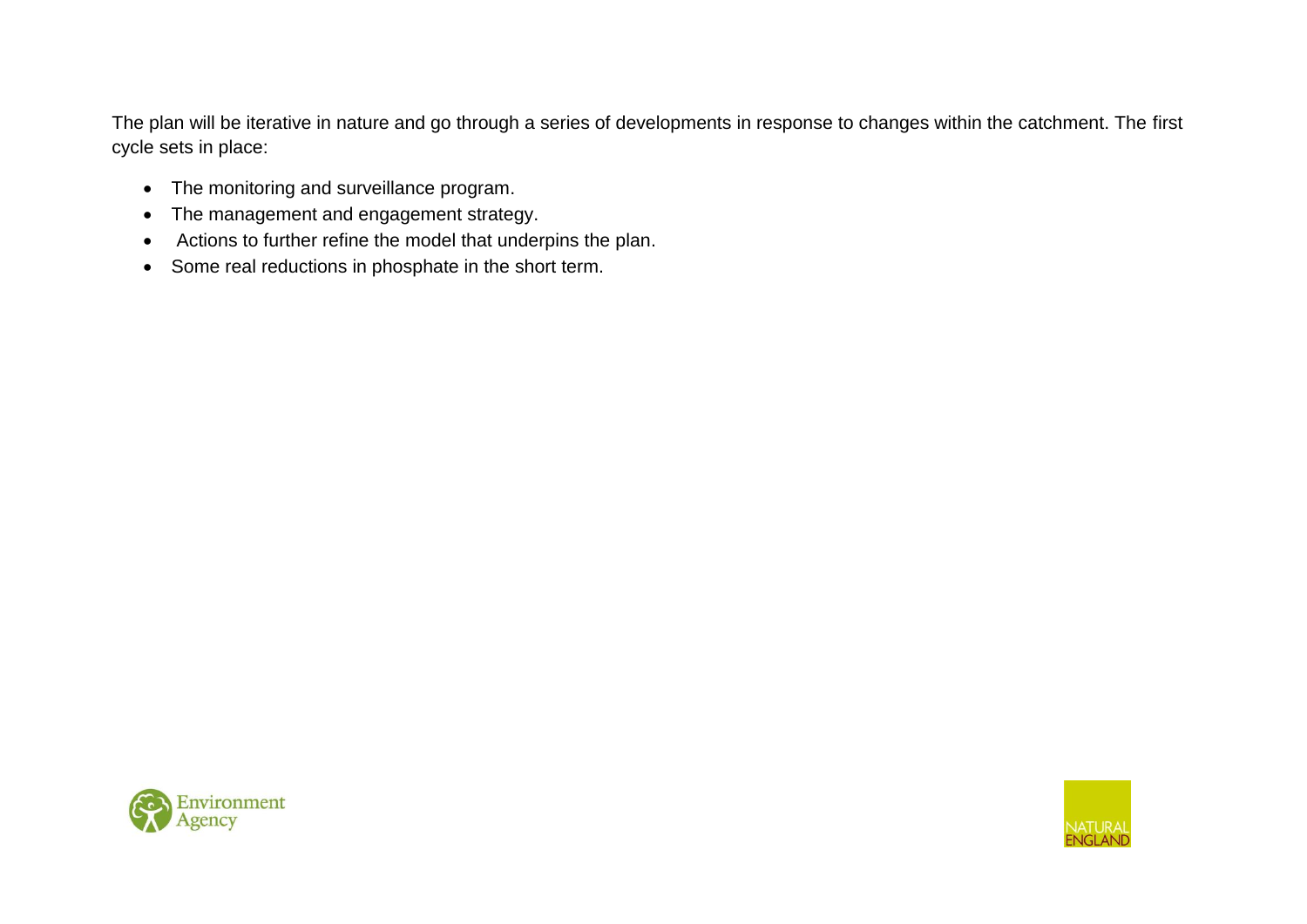The plan will be iterative in nature and go through a series of developments in response to changes within the catchment. The first cycle sets in place:

- The monitoring and surveillance program.
- The management and engagement strategy.
- Actions to further refine the model that underpins the plan.
- Some real reductions in phosphate in the short term.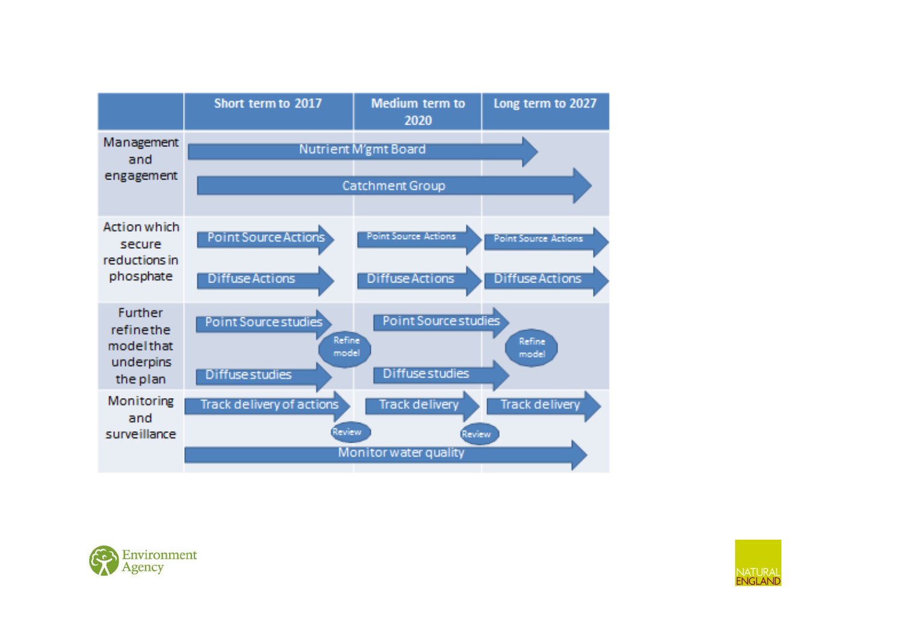| | Short term to 2017 | Medium term to 2020 | Long term to 2027 |
|---|---|---|---|
| Management and engagement | Nutrient M'gmt Board → | | |
| | Catchment Group → | | |
| Action which secure reductions in phosphate | Point Source Actions → | Point Source Actions → | Point Source Actions → |
| | Diffuse Actions → | Diffuse Actions → | Diffuse Actions → |
| Further refine the model that underpins the plan | Point Source studies → | Refine model; Point Source studies → | Refine model |
| | Diffuse studies → | Diffuse studies → | |
| Monitoring and surveillance | Track delivery of actions → | Review; Track delivery → | Review; Track delivery → |
| | Monitor water quality → | | |

Environment Agency

NATURAL ENGLAND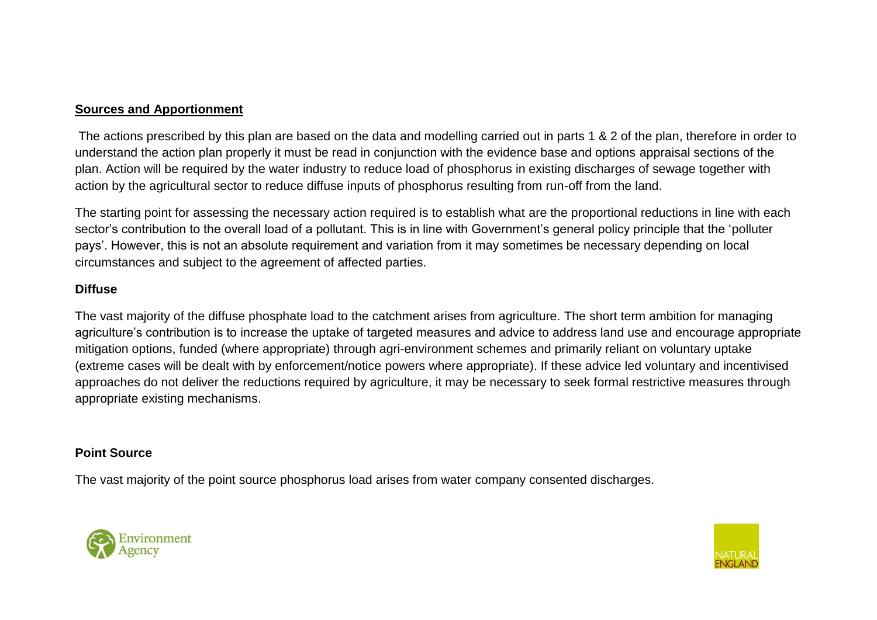## Sources and Apportionment

The actions prescribed by this plan are based on the data and modelling carried out in parts 1 & 2 of the plan, therefore in order to understand the action plan properly it must be read in conjunction with the evidence base and options appraisal sections of the plan. Action will be required by the water industry to reduce load of phosphorus in existing discharges of sewage together with action by the agricultural sector to reduce diffuse inputs of phosphorus resulting from run-off from the land.

The starting point for assessing the necessary action required is to establish what are the proportional reductions in line with each sector's contribution to the overall load of a pollutant. This is in line with Government's general policy principle that the 'polluter pays'. However, this is not an absolute requirement and variation from it may sometimes be necessary depending on local circumstances and subject to the agreement of affected parties.

### Diffuse

The vast majority of the diffuse phosphate load to the catchment arises from agriculture. The short term ambition for managing agriculture's contribution is to increase the uptake of targeted measures and advice to address land use and encourage appropriate mitigation options, funded (where appropriate) through agri-environment schemes and primarily reliant on voluntary uptake (extreme cases will be dealt with by enforcement/notice powers where appropriate). If these advice led voluntary and incentivised approaches do not deliver the reductions required by agriculture, it may be necessary to seek formal restrictive measures through appropriate existing mechanisms.

### Point Source

The vast majority of the point source phosphorus load arises from water company consented discharges.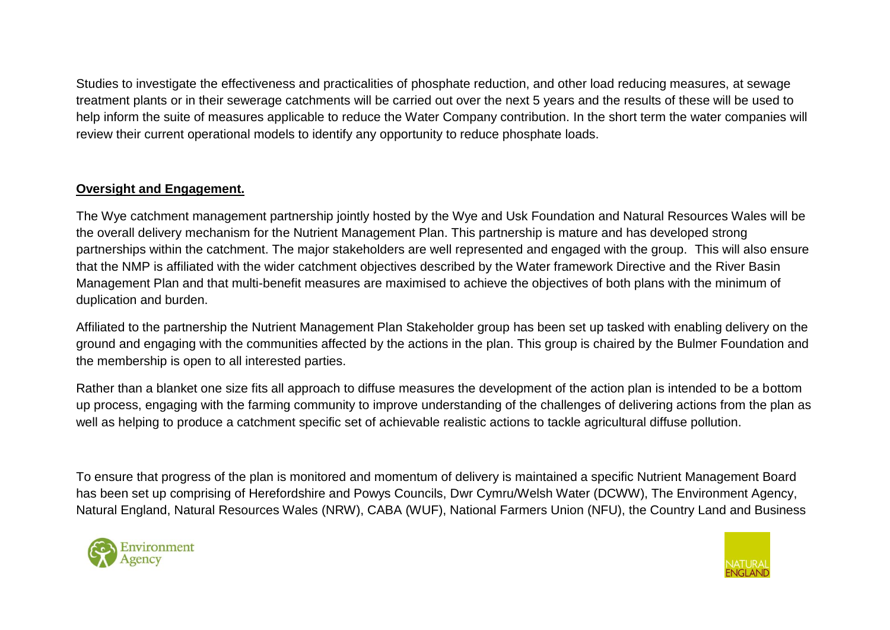Studies to investigate the effectiveness and practicalities of phosphate reduction, and other load reducing measures, at sewage treatment plants or in their sewerage catchments will be carried out over the next 5 years and the results of these will be used to help inform the suite of measures applicable to reduce the Water Company contribution. In the short term the water companies will review their current operational models to identify any opportunity to reduce phosphate loads.

**Oversight and Engagement.**

The Wye catchment management partnership jointly hosted by the Wye and Usk Foundation and Natural Resources Wales will be the overall delivery mechanism for the Nutrient Management Plan. This partnership is mature and has developed strong partnerships within the catchment. The major stakeholders are well represented and engaged with the group. This will also ensure that the NMP is affiliated with the wider catchment objectives described by the Water framework Directive and the River Basin Management Plan and that multi-benefit measures are maximised to achieve the objectives of both plans with the minimum of duplication and burden.

Affiliated to the partnership the Nutrient Management Plan Stakeholder group has been set up tasked with enabling delivery on the ground and engaging with the communities affected by the actions in the plan. This group is chaired by the Bulmer Foundation and the membership is open to all interested parties.

Rather than a blanket one size fits all approach to diffuse measures the development of the action plan is intended to be a bottom up process, engaging with the farming community to improve understanding of the challenges of delivering actions from the plan as well as helping to produce a catchment specific set of achievable realistic actions to tackle agricultural diffuse pollution.

To ensure that progress of the plan is monitored and momentum of delivery is maintained a specific Nutrient Management Board has been set up comprising of Herefordshire and Powys Councils, Dwr Cymru/Welsh Water (DCWW), The Environment Agency, Natural England, Natural Resources Wales (NRW), CABA (WUF), National Farmers Union (NFU), the Country Land and Business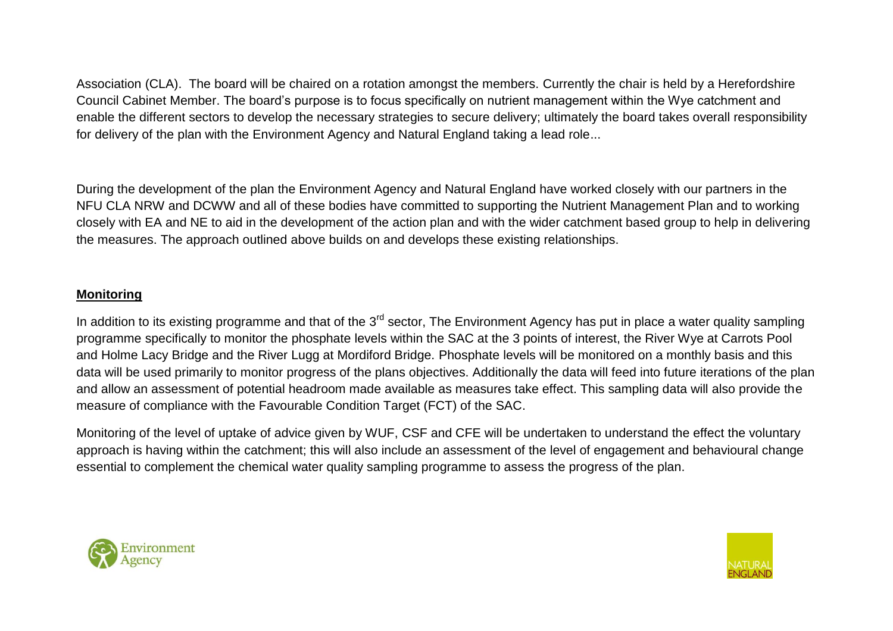Association (CLA). The board will be chaired on a rotation amongst the members. Currently the chair is held by a Herefordshire Council Cabinet Member. The board's purpose is to focus specifically on nutrient management within the Wye catchment and enable the different sectors to develop the necessary strategies to secure delivery; ultimately the board takes overall responsibility for delivery of the plan with the Environment Agency and Natural England taking a lead role...

During the development of the plan the Environment Agency and Natural England have worked closely with our partners in the NFU CLA NRW and DCWW and all of these bodies have committed to supporting the Nutrient Management Plan and to working closely with EA and NE to aid in the development of the action plan and with the wider catchment based group to help in delivering the measures. The approach outlined above builds on and develops these existing relationships.

**Monitoring**

In addition to its existing programme and that of the 3rd sector, The Environment Agency has put in place a water quality sampling programme specifically to monitor the phosphate levels within the SAC at the 3 points of interest, the River Wye at Carrots Pool and Holme Lacy Bridge and the River Lugg at Mordiford Bridge. Phosphate levels will be monitored on a monthly basis and this data will be used primarily to monitor progress of the plans objectives. Additionally the data will feed into future iterations of the plan and allow an assessment of potential headroom made available as measures take effect. This sampling data will also provide the measure of compliance with the Favourable Condition Target (FCT) of the SAC.

Monitoring of the level of uptake of advice given by WUF, CSF and CFE will be undertaken to understand the effect the voluntary approach is having within the catchment; this will also include an assessment of the level of engagement and behavioural change essential to complement the chemical water quality sampling programme to assess the progress of the plan.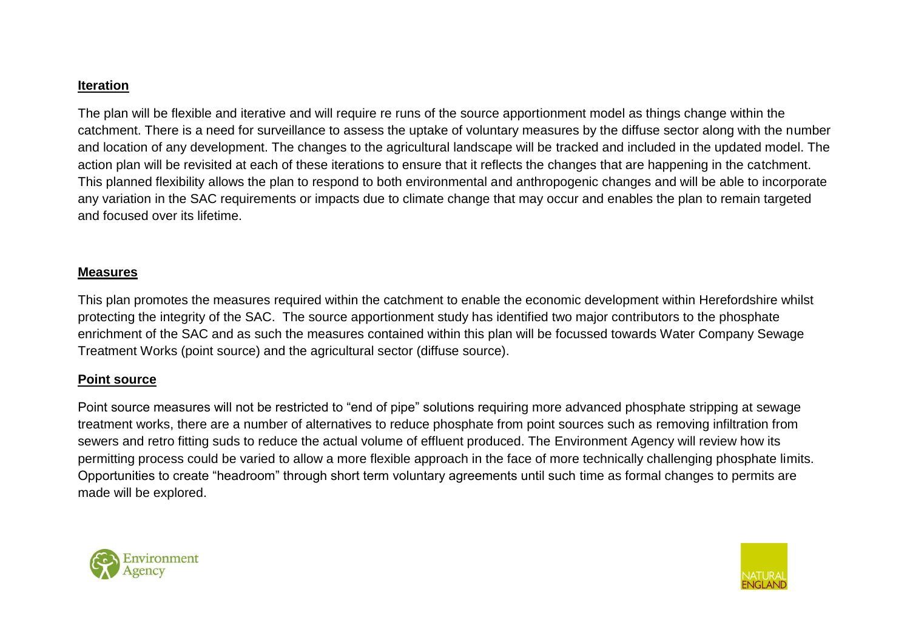**Iteration**

The plan will be flexible and iterative and will require re runs of the source apportionment model as things change within the catchment. There is a need for surveillance to assess the uptake of voluntary measures by the diffuse sector along with the number and location of any development. The changes to the agricultural landscape will be tracked and included in the updated model. The action plan will be revisited at each of these iterations to ensure that it reflects the changes that are happening in the catchment. This planned flexibility allows the plan to respond to both environmental and anthropogenic changes and will be able to incorporate any variation in the SAC requirements or impacts due to climate change that may occur and enables the plan to remain targeted and focused over its lifetime.

**Measures**

This plan promotes the measures required within the catchment to enable the economic development within Herefordshire whilst protecting the integrity of the SAC. The source apportionment study has identified two major contributors to the phosphate enrichment of the SAC and as such the measures contained within this plan will be focussed towards Water Company Sewage Treatment Works (point source) and the agricultural sector (diffuse source).

**Point source**

Point source measures will not be restricted to "end of pipe" solutions requiring more advanced phosphate stripping at sewage treatment works, there are a number of alternatives to reduce phosphate from point sources such as removing infiltration from sewers and retro fitting suds to reduce the actual volume of effluent produced. The Environment Agency will review how its permitting process could be varied to allow a more flexible approach in the face of more technically challenging phosphate limits. Opportunities to create "headroom" through short term voluntary agreements until such time as formal changes to permits are made will be explored.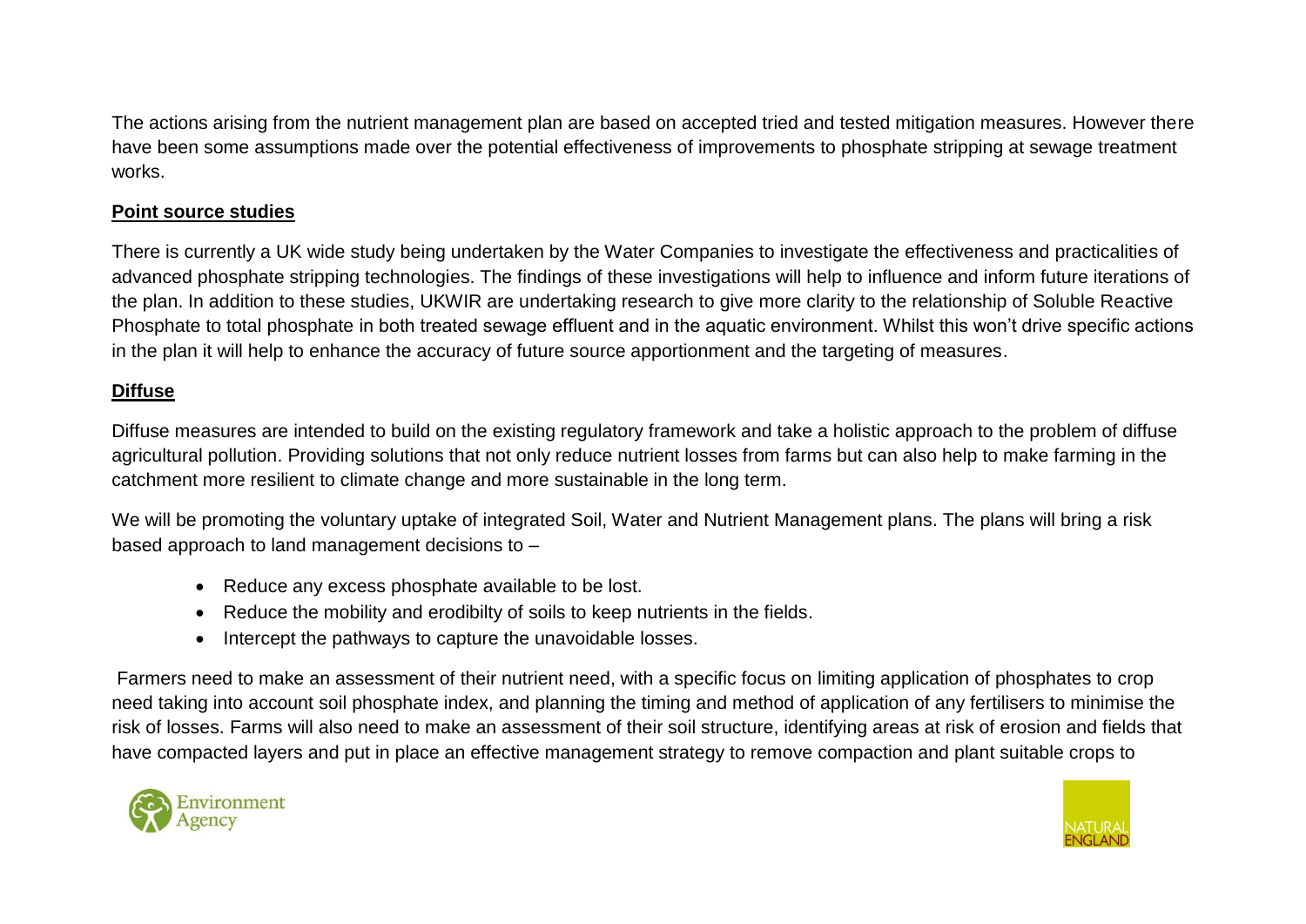The actions arising from the nutrient management plan are based on accepted tried and tested mitigation measures. However there have been some assumptions made over the potential effectiveness of improvements to phosphate stripping at sewage treatment works.

**Point source studies**

There is currently a UK wide study being undertaken by the Water Companies to investigate the effectiveness and practicalities of advanced phosphate stripping technologies. The findings of these investigations will help to influence and inform future iterations of the plan. In addition to these studies, UKWIR are undertaking research to give more clarity to the relationship of Soluble Reactive Phosphate to total phosphate in both treated sewage effluent and in the aquatic environment. Whilst this won't drive specific actions in the plan it will help to enhance the accuracy of future source apportionment and the targeting of measures.

**Diffuse**

Diffuse measures are intended to build on the existing regulatory framework and take a holistic approach to the problem of diffuse agricultural pollution. Providing solutions that not only reduce nutrient losses from farms but can also help to make farming in the catchment more resilient to climate change and more sustainable in the long term.

We will be promoting the voluntary uptake of integrated Soil, Water and Nutrient Management plans. The plans will bring a risk based approach to land management decisions to –

- Reduce any excess phosphate available to be lost.
- Reduce the mobility and erodibilty of soils to keep nutrients in the fields.
- Intercept the pathways to capture the unavoidable losses.

Farmers need to make an assessment of their nutrient need, with a specific focus on limiting application of phosphates to crop need taking into account soil phosphate index, and planning the timing and method of application of any fertilisers to minimise the risk of losses. Farms will also need to make an assessment of their soil structure, identifying areas at risk of erosion and fields that have compacted layers and put in place an effective management strategy to remove compaction and plant suitable crops to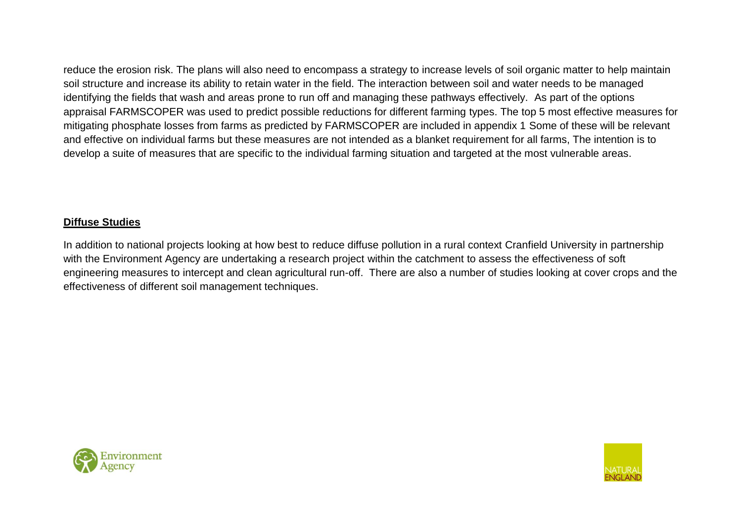reduce the erosion risk. The plans will also need to encompass a strategy to increase levels of soil organic matter to help maintain soil structure and increase its ability to retain water in the field. The interaction between soil and water needs to be managed identifying the fields that wash and areas prone to run off and managing these pathways effectively. As part of the options appraisal FARMSCOPER was used to predict possible reductions for different farming types. The top 5 most effective measures for mitigating phosphate losses from farms as predicted by FARMSCOPER are included in appendix 1 Some of these will be relevant and effective on individual farms but these measures are not intended as a blanket requirement for all farms, The intention is to develop a suite of measures that are specific to the individual farming situation and targeted at the most vulnerable areas.

**Diffuse Studies**

In addition to national projects looking at how best to reduce diffuse pollution in a rural context Cranfield University in partnership with the Environment Agency are undertaking a research project within the catchment to assess the effectiveness of soft engineering measures to intercept and clean agricultural run-off. There are also a number of studies looking at cover crops and the effectiveness of different soil management techniques.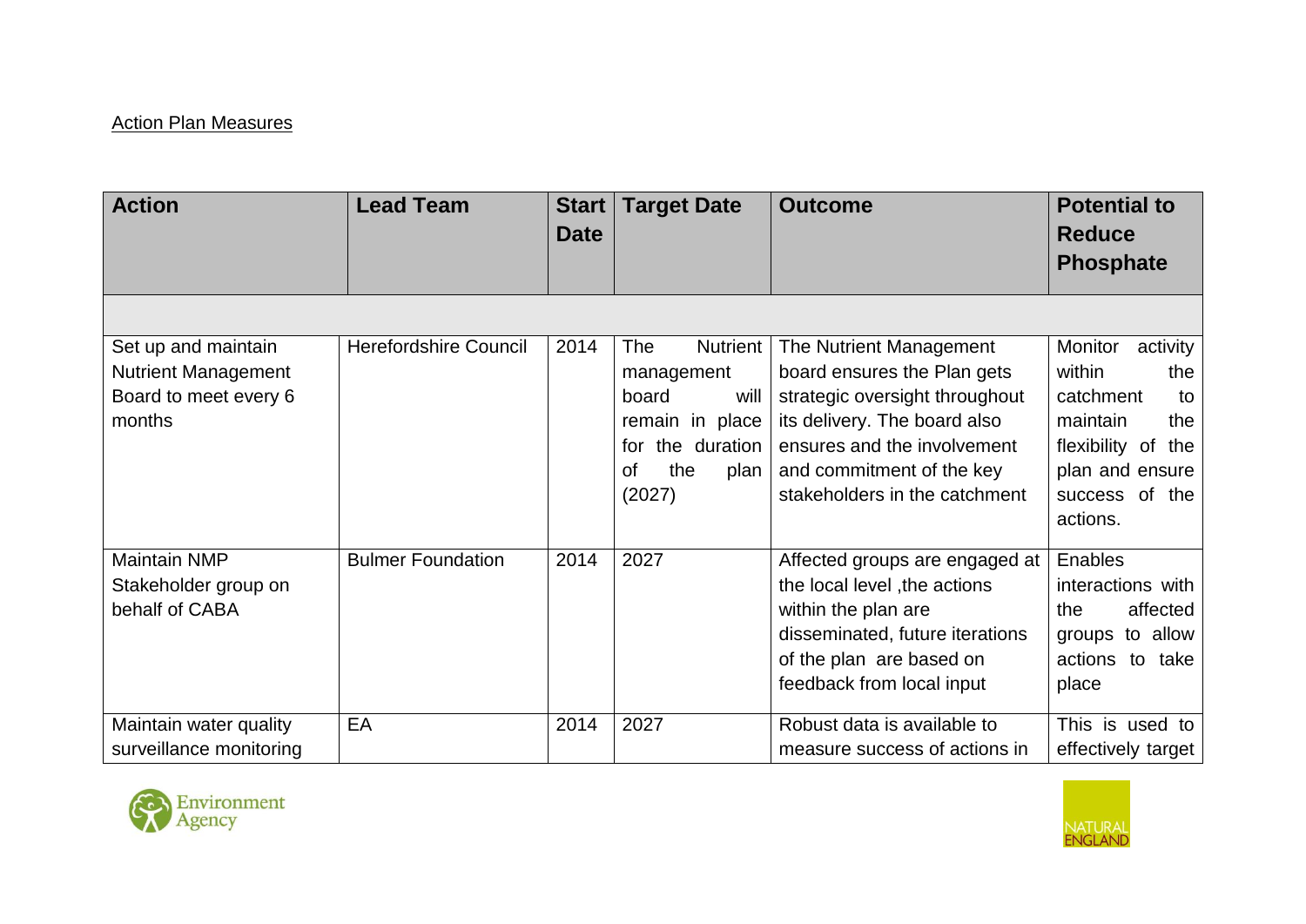Action Plan Measures

| Action | Lead Team | Start Date | Target Date | Outcome | Potential to Reduce Phosphate |
|---|---|---|---|---|---|
| | | | | | |
| Set up and maintain Nutrient Management Board to meet every 6 months | Herefordshire Council | 2014 | The Nutrient management board will remain in place for the duration of the plan (2027) | The Nutrient Management board ensures the Plan gets strategic oversight throughout its delivery. The board also ensures and the involvement and commitment of the key stakeholders in the catchment | Monitor activity within the catchment to maintain the flexibility of the plan and ensure success of the actions. |
| Maintain NMP Stakeholder group on behalf of CABA | Bulmer Foundation | 2014 | 2027 | Affected groups are engaged at the local level ,the actions within the plan are disseminated, future iterations of the plan are based on feedback from local input | Enables interactions with the affected groups to allow actions to take place |
| Maintain water quality surveillance monitoring | EA | 2014 | 2027 | Robust data is available to measure success of actions in | This is used to effectively target |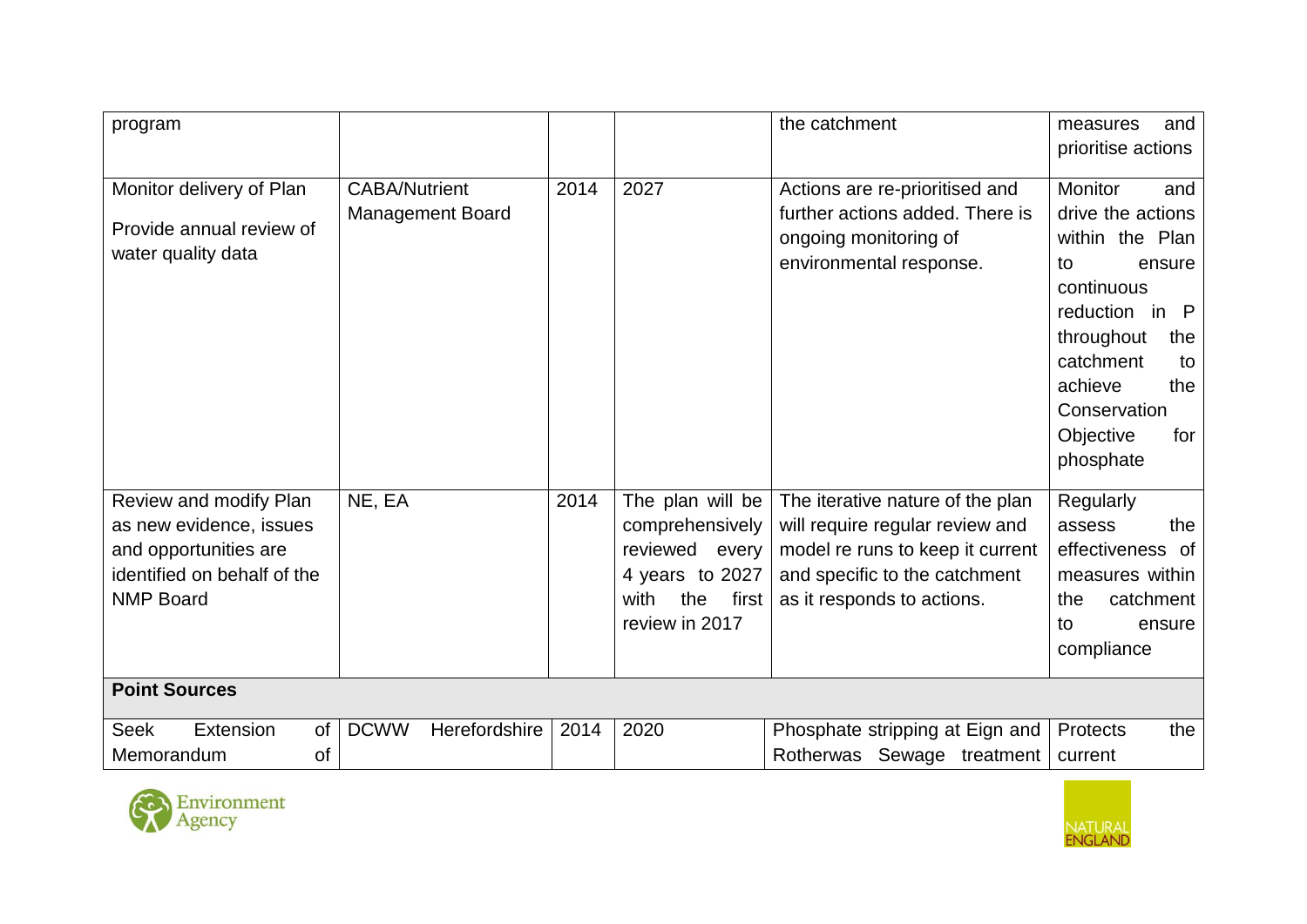| | | | | | |
|---|---|---|---|---|---|
| program | | | | the catchment | measures and prioritise actions |
| Monitor delivery of Plan<br>Provide annual review of water quality data | CABA/Nutrient Management Board | 2014 | 2027 | Actions are re-prioritised and further actions added. There is ongoing monitoring of environmental response. | Monitor and drive the actions within the Plan to ensure continuous reduction in P throughout the catchment to achieve the Conservation Objective for phosphate |
| Review and modify Plan as new evidence, issues and opportunities are identified on behalf of the NMP Board | NE, EA | 2014 | The plan will be comprehensively reviewed every 4 years to 2027 with the first review in 2017 | The iterative nature of the plan will require regular review and model re runs to keep it current and specific to the catchment as it responds to actions. | Regularly assess the effectiveness of measures within the catchment to ensure compliance |
| **Point Sources** | | | | | |
| Seek Extension of Memorandum of | DCWW Herefordshire | 2014 | 2020 | Phosphate stripping at Eign and Rotherwas Sewage treatment | Protects the current |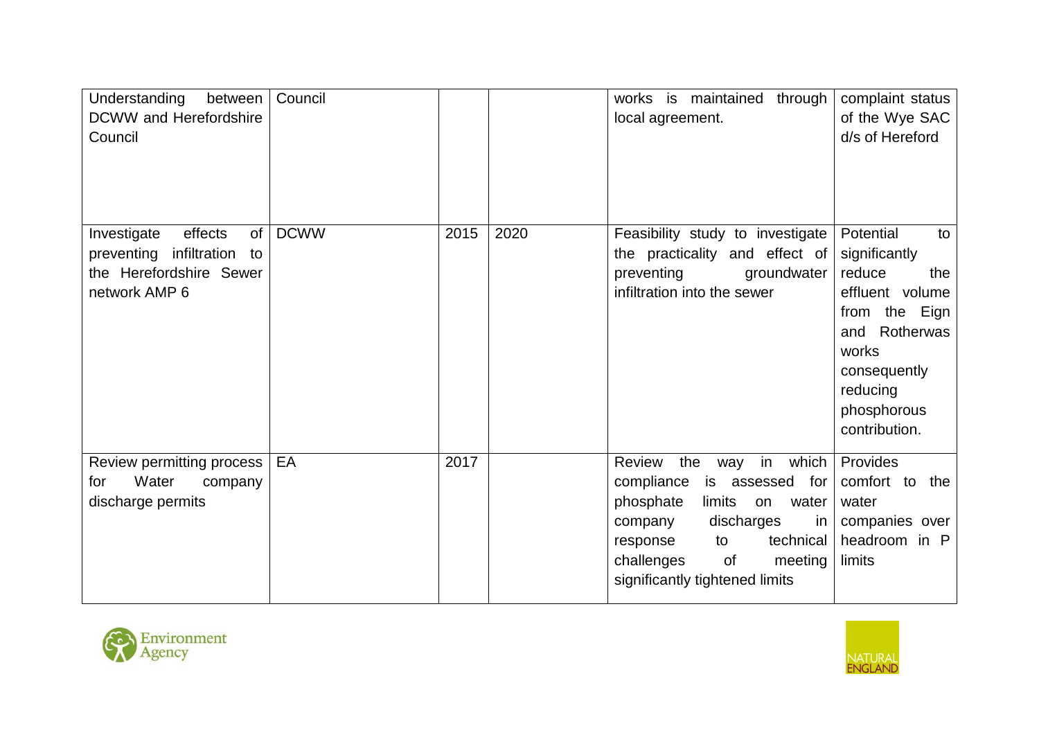| | | | | | |
|---|---|---|---|---|---|
| Understanding between DCWW and Herefordshire Council | Council | | | works is maintained through local agreement. | complaint status of the Wye SAC d/s of Hereford |
| Investigate effects of preventing infiltration to the Herefordshire Sewer network AMP 6 | DCWW | 2015 | 2020 | Feasibility study to investigate the practicality and effect of preventing groundwater infiltration into the sewer | Potential to significantly reduce the effluent volume from the Eign and Rotherwas works consequently reducing phosphorous contribution. |
| Review permitting process for Water company discharge permits | EA | 2017 | | Review the way in which compliance is assessed for phosphate limits on water company discharges in response to technical challenges of meeting significantly tightened limits | Provides comfort to the water companies over headroom in P limits |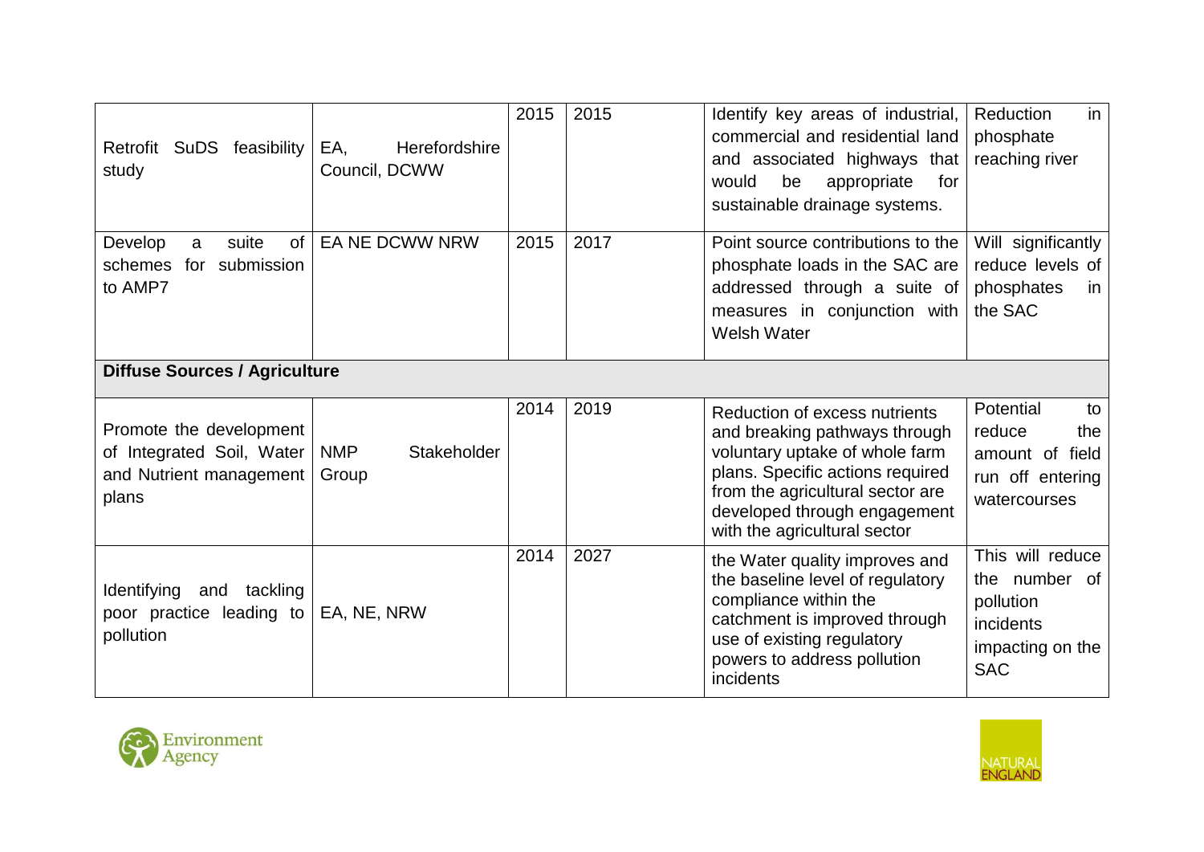| | | | | | |
|---|---|---|---|---|---|
| Retrofit SuDS feasibility study | EA, Herefordshire Council, DCWW | 2015 | 2015 | Identify key areas of industrial, commercial and residential land and associated highways that would be appropriate for sustainable drainage systems. | Reduction in phosphate reaching river |
| Develop a suite of schemes for submission to AMP7 | EA NE DCWW NRW | 2015 | 2017 | Point source contributions to the phosphate loads in the SAC are addressed through a suite of measures in conjunction with Welsh Water | Will significantly reduce levels of phosphates in the SAC |
| **Diffuse Sources / Agriculture** | | | | | |
| Promote the development of Integrated Soil, Water and Nutrient management plans | NMP Stakeholder Group | 2014 | 2019 | Reduction of excess nutrients and breaking pathways through voluntary uptake of whole farm plans. Specific actions required from the agricultural sector are developed through engagement with the agricultural sector | Potential to reduce the amount of field run off entering watercourses |
| Identifying and tackling poor practice leading to pollution | EA, NE, NRW | 2014 | 2027 | the Water quality improves and the baseline level of regulatory compliance within the catchment is improved through use of existing regulatory powers to address pollution incidents | This will reduce the number of pollution incidents impacting on the SAC |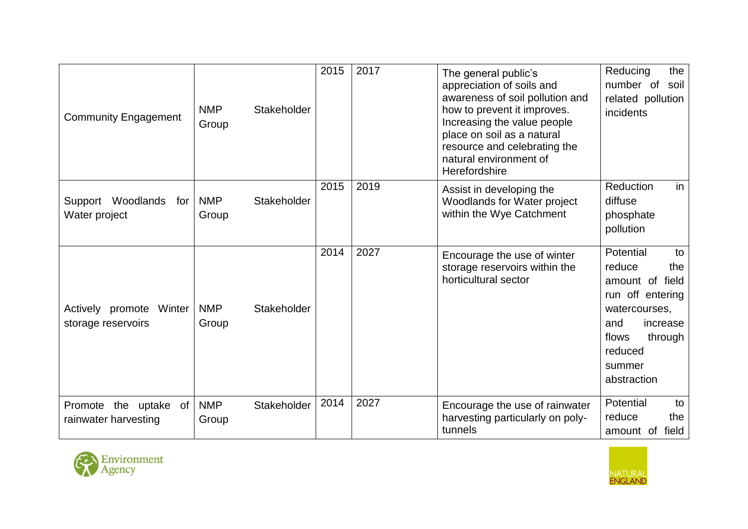| | | | | | |
|---|---|---|---|---|---|
| Community Engagement | NMP Stakeholder Group | 2015 | 2017 | The general public's appreciation of soils and awareness of soil pollution and how to prevent it improves. Increasing the value people place on soil as a natural resource and celebrating the natural environment of Herefordshire | Reducing the number of soil related pollution incidents |
| Support Woodlands for Water project | NMP Stakeholder Group | 2015 | 2019 | Assist in developing the Woodlands for Water project within the Wye Catchment | Reduction in diffuse phosphate pollution |
| Actively promote Winter storage reservoirs | NMP Stakeholder Group | 2014 | 2027 | Encourage the use of winter storage reservoirs within the horticultural sector | Potential to reduce the amount of field run off entering watercourses, and increase flows through reduced summer abstraction |
| Promote the uptake of rainwater harvesting | NMP Stakeholder Group | 2014 | 2027 | Encourage the use of rainwater harvesting particularly on poly-tunnels | Potential to reduce the amount of field |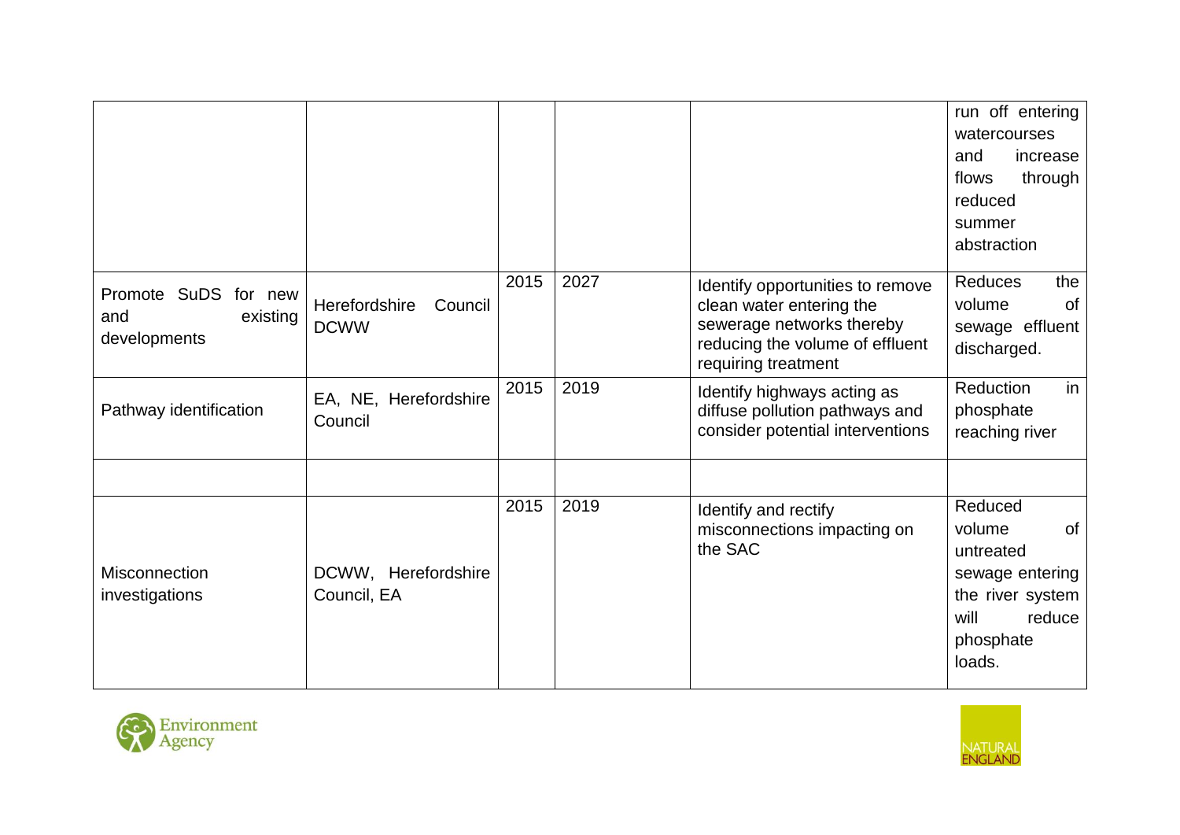| | | | | | |
|---|---|---|---|---|---|
| | | | | | run off entering watercourses and increase flows through reduced summer abstraction |
| Promote SuDS for new and existing developments | Herefordshire Council DCWW | 2015 | 2027 | Identify opportunities to remove clean water entering the sewerage networks thereby reducing the volume of effluent requiring treatment | Reduces the volume of sewage effluent discharged. |
| Pathway identification | EA, NE, Herefordshire Council | 2015 | 2019 | Identify highways acting as diffuse pollution pathways and consider potential interventions | Reduction in phosphate reaching river |
| | | | | | |
| Misconnection investigations | DCWW, Herefordshire Council, EA | 2015 | 2019 | Identify and rectify misconnections impacting on the SAC | Reduced volume of untreated sewage entering the river system will reduce phosphate loads. |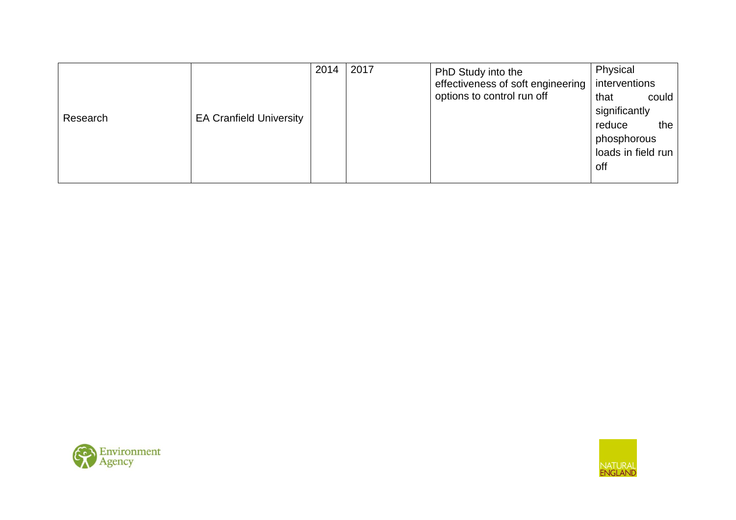| | | | | | |
|---|---|---|---|---|---|
| Research | EA Cranfield University | 2014 | 2017 | PhD Study into the effectiveness of soft engineering options to control run off | Physical interventions that could significantly reduce the phosphorous loads in field run off |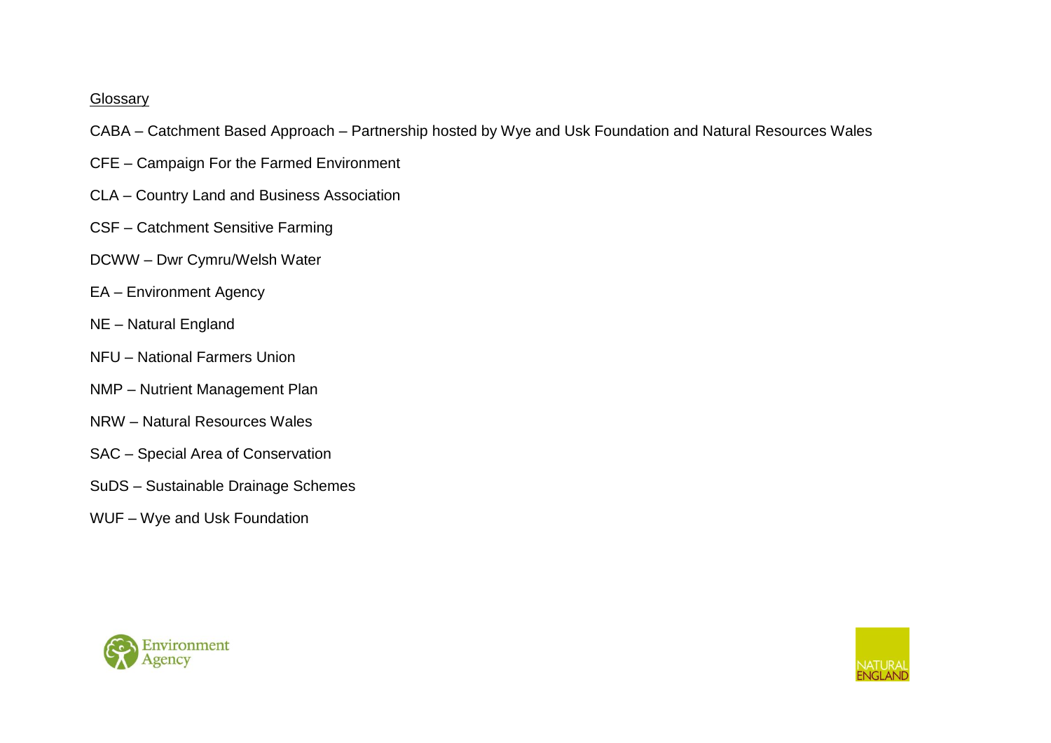Glossary

CABA – Catchment Based Approach – Partnership hosted by Wye and Usk Foundation and Natural Resources Wales

CFE – Campaign For the Farmed Environment

CLA – Country Land and Business Association

CSF – Catchment Sensitive Farming

DCWW – Dwr Cymru/Welsh Water

EA – Environment Agency

NE – Natural England

NFU – National Farmers Union

NMP – Nutrient Management Plan

NRW – Natural Resources Wales

SAC – Special Area of Conservation

SuDS – Sustainable Drainage Schemes

WUF – Wye and Usk Foundation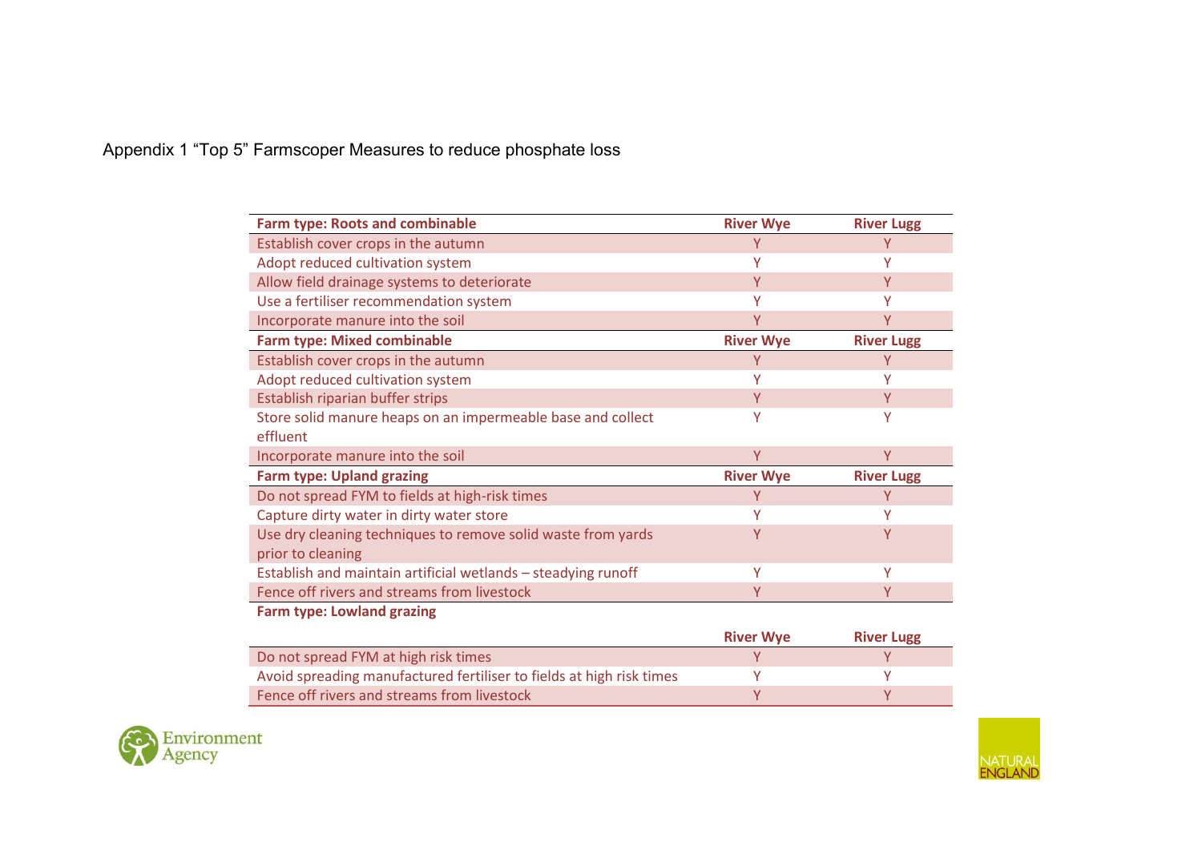Appendix 1 "Top 5" Farmscoper Measures to reduce phosphate loss

| **Farm type: Roots and combinable** | **River Wye** | **River Lugg** |
|---|---|---|
| Establish cover crops in the autumn | Y | Y |
| Adopt reduced cultivation system | Y | Y |
| Allow field drainage systems to deteriorate | Y | Y |
| Use a fertiliser recommendation system | Y | Y |
| Incorporate manure into the soil | Y | Y |
| **Farm type: Mixed combinable** | **River Wye** | **River Lugg** |
| Establish cover crops in the autumn | Y | Y |
| Adopt reduced cultivation system | Y | Y |
| Establish riparian buffer strips | Y | Y |
| Store solid manure heaps on an impermeable base and collect effluent | Y | Y |
| Incorporate manure into the soil | Y | Y |
| **Farm type: Upland grazing** | **River Wye** | **River Lugg** |
| Do not spread FYM to fields at high-risk times | Y | Y |
| Capture dirty water in dirty water store | Y | Y |
| Use dry cleaning techniques to remove solid waste from yards prior to cleaning | Y | Y |
| Establish and maintain artificial wetlands – steadying runoff | Y | Y |
| Fence off rivers and streams from livestock | Y | Y |
| **Farm type: Lowland grazing** | **River Wye** | **River Lugg** |
| Do not spread FYM at high risk times | Y | Y |
| Avoid spreading manufactured fertiliser to fields at high risk times | Y | Y |
| Fence off rivers and streams from livestock | Y | Y |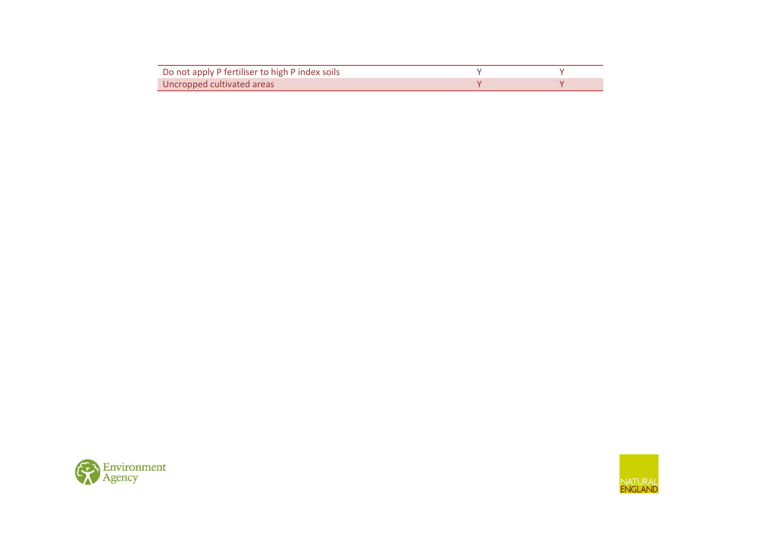| | | |
|---|---|---|
| Do not apply P fertiliser to high P index soils | Y | Y |
| Uncropped cultivated areas | Y | Y |